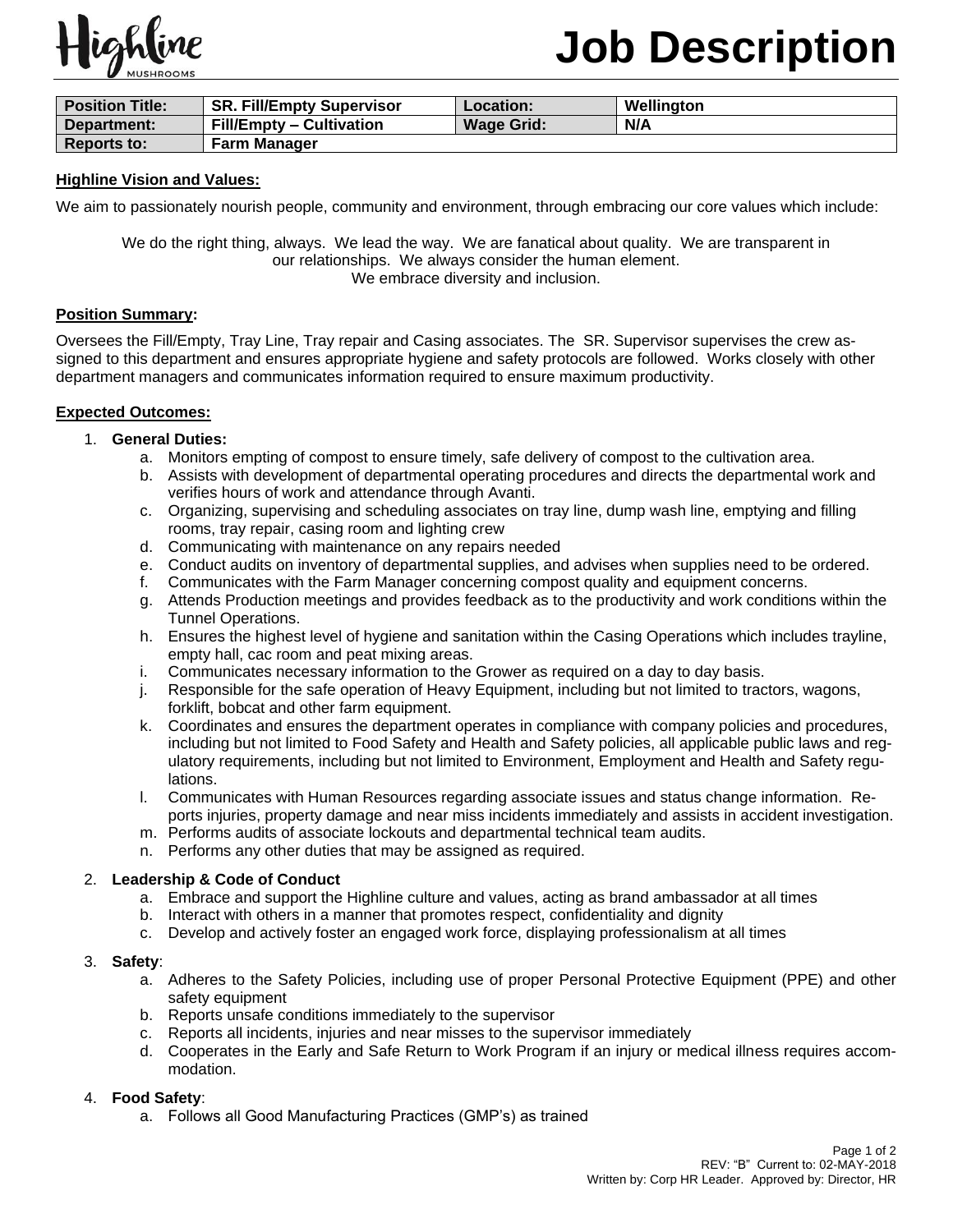# Job Description

| Position Title: | SR. Fill/Empty Supervisor | Location: | Wellington |
|---|---|---|---|
| Department: | Fill/Empty – Cultivation | Wage Grid: | N/A |
| Reports to: | Farm Manager | | |

**Highline Vision and Values:**

We aim to passionately nourish people, community and environment, through embracing our core values which include:

We do the right thing, always. We lead the way. We are fanatical about quality. We are transparent in our relationships. We always consider the human element. We embrace diversity and inclusion.

**Position Summary:**

Oversees the Fill/Empty, Tray Line, Tray repair and Casing associates. The SR. Supervisor supervises the crew assigned to this department and ensures appropriate hygiene and safety protocols are followed. Works closely with other department managers and communicates information required to ensure maximum productivity.

**Expected Outcomes:**

1. **General Duties:**
   a. Monitors empting of compost to ensure timely, safe delivery of compost to the cultivation area.
   b. Assists with development of departmental operating procedures and directs the departmental work and verifies hours of work and attendance through Avanti.
   c. Organizing, supervising and scheduling associates on tray line, dump wash line, emptying and filling rooms, tray repair, casing room and lighting crew
   d. Communicating with maintenance on any repairs needed
   e. Conduct audits on inventory of departmental supplies, and advises when supplies need to be ordered.
   f. Communicates with the Farm Manager concerning compost quality and equipment concerns.
   g. Attends Production meetings and provides feedback as to the productivity and work conditions within the Tunnel Operations.
   h. Ensures the highest level of hygiene and sanitation within the Casing Operations which includes trayline, empty hall, cac room and peat mixing areas.
   i. Communicates necessary information to the Grower as required on a day to day basis.
   j. Responsible for the safe operation of Heavy Equipment, including but not limited to tractors, wagons, forklift, bobcat and other farm equipment.
   k. Coordinates and ensures the department operates in compliance with company policies and procedures, including but not limited to Food Safety and Health and Safety policies, all applicable public laws and regulatory requirements, including but not limited to Environment, Employment and Health and Safety regulations.
   l. Communicates with Human Resources regarding associate issues and status change information. Reports injuries, property damage and near miss incidents immediately and assists in accident investigation.
   m. Performs audits of associate lockouts and departmental technical team audits.
   n. Performs any other duties that may be assigned as required.

2. **Leadership & Code of Conduct**
   a. Embrace and support the Highline culture and values, acting as brand ambassador at all times
   b. Interact with others in a manner that promotes respect, confidentiality and dignity
   c. Develop and actively foster an engaged work force, displaying professionalism at all times

3. **Safety**:
   a. Adheres to the Safety Policies, including use of proper Personal Protective Equipment (PPE) and other safety equipment
   b. Reports unsafe conditions immediately to the supervisor
   c. Reports all incidents, injuries and near misses to the supervisor immediately
   d. Cooperates in the Early and Safe Return to Work Program if an injury or medical illness requires accommodation.

4. **Food Safety**:
   a. Follows all Good Manufacturing Practices (GMP's) as trained

REV: "B" Current to: 02-MAY-2018
Written by: Corp HR Leader. Approved by: Director, HR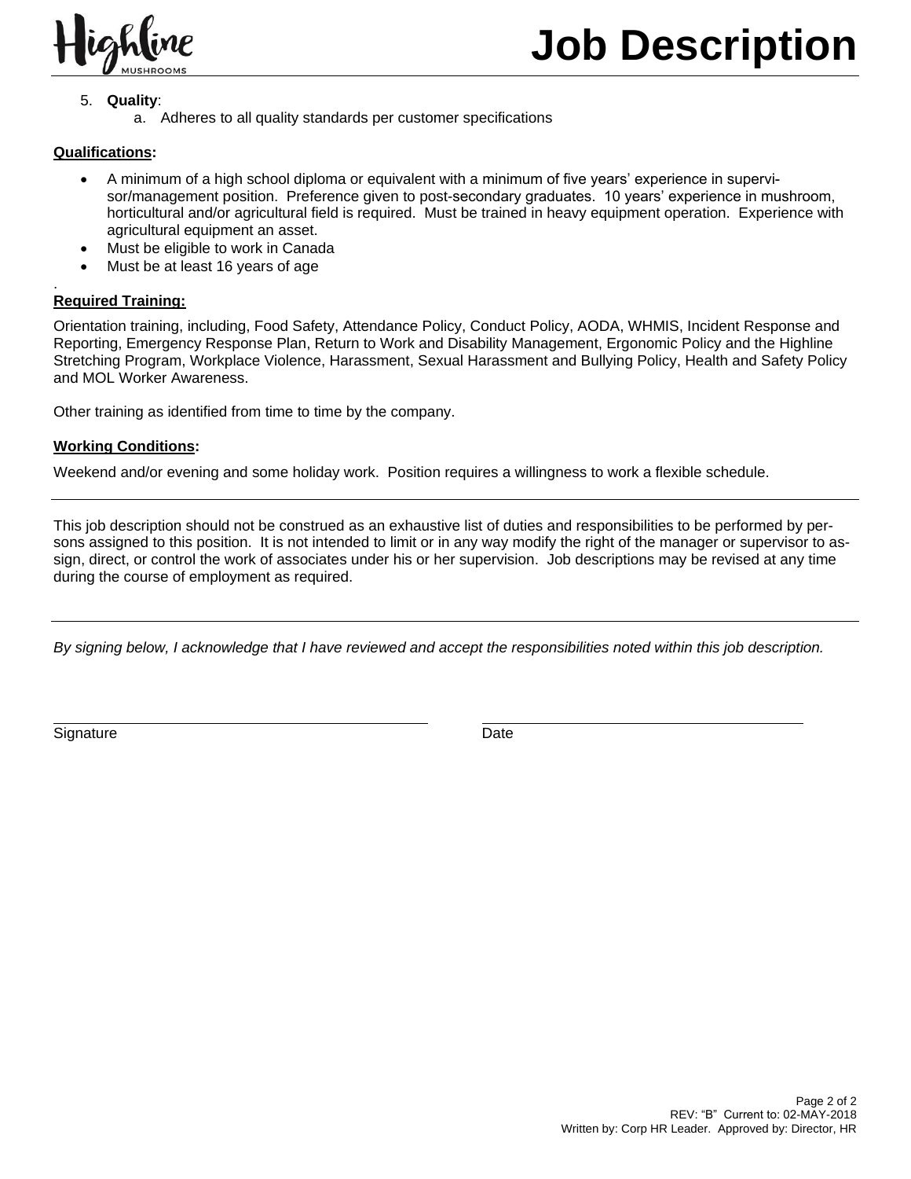5. **Quality**:
    a. Adheres to all quality standards per customer specifications

**Qualifications:**

- A minimum of a high school diploma or equivalent with a minimum of five years' experience in supervisor/management position. Preference given to post-secondary graduates. 10 years' experience in mushroom, horticultural and/or agricultural field is required. Must be trained in heavy equipment operation. Experience with agricultural equipment an asset.
- Must be eligible to work in Canada
- Must be at least 16 years of age

.

**Required Training:**

Orientation training, including, Food Safety, Attendance Policy, Conduct Policy, AODA, WHMIS, Incident Response and Reporting, Emergency Response Plan, Return to Work and Disability Management, Ergonomic Policy and the Highline Stretching Program, Workplace Violence, Harassment, Sexual Harassment and Bullying Policy, Health and Safety Policy and MOL Worker Awareness.

Other training as identified from time to time by the company.

**Working Conditions:**

Weekend and/or evening and some holiday work. Position requires a willingness to work a flexible schedule.

---

This job description should not be construed as an exhaustive list of duties and responsibilities to be performed by persons assigned to this position. It is not intended to limit or in any way modify the right of the manager or supervisor to assign, direct, or control the work of associates under his or her supervision. Job descriptions may be revised at any time during the course of employment as required.

---

*By signing below, I acknowledge that I have reviewed and accept the responsibilities noted within this job description.*

Signature ______________________

Date ______________________

REV: "B" Current to: 02-MAY-2018
Written by: Corp HR Leader. Approved by: Director, HR